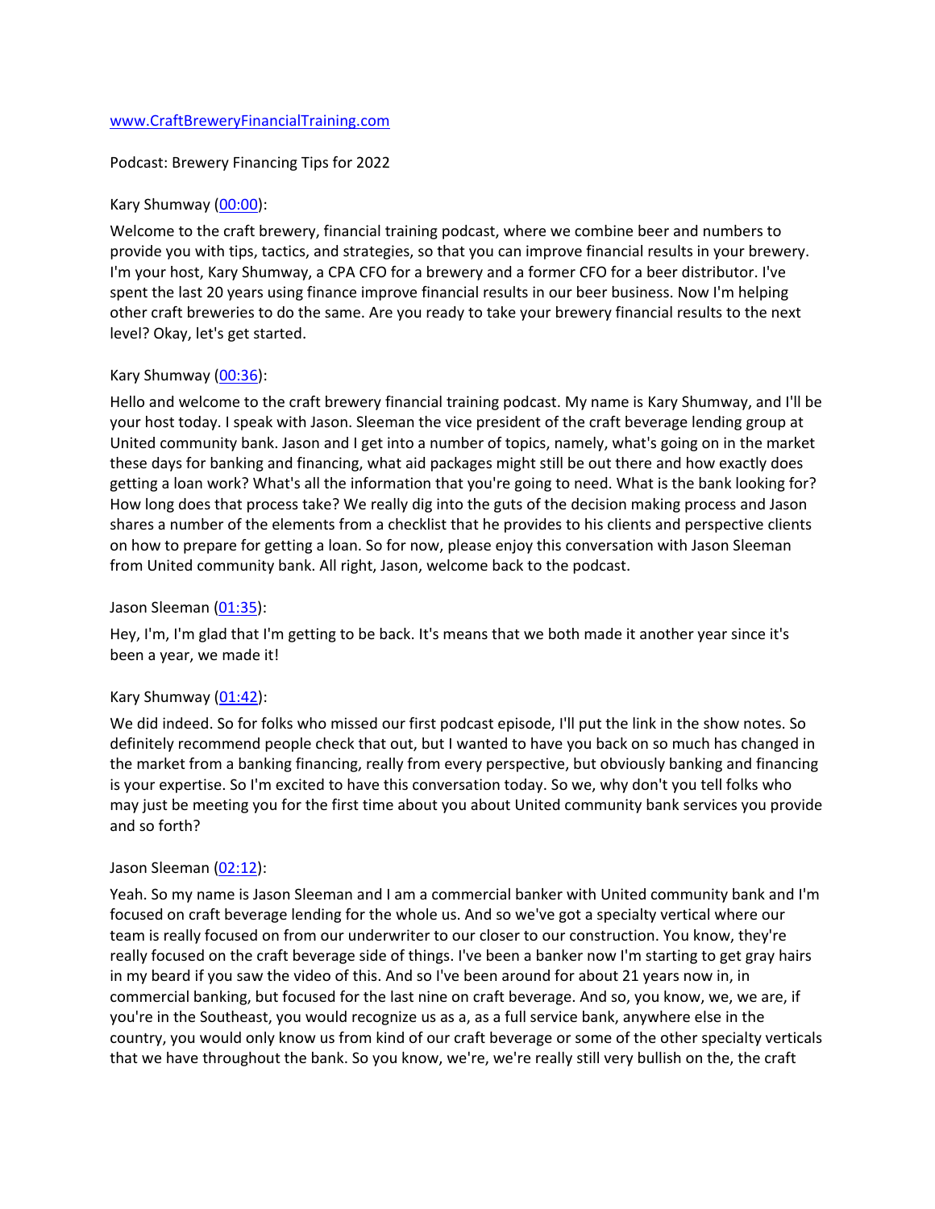[www.CraftBreweryFinancialTraining.com](http://www.CraftBreweryFinancialTraining.com)

Podcast: Brewery Financing Tips for 2022

Kary Shumway ([00:00](#)):

Welcome to the craft brewery, financial training podcast, where we combine beer and numbers to provide you with tips, tactics, and strategies, so that you can improve financial results in your brewery. I'm your host, Kary Shumway, a CPA CFO for a brewery and a former CFO for a beer distributor. I've spent the last 20 years using finance improve financial results in our beer business. Now I'm helping other craft breweries to do the same. Are you ready to take your brewery financial results to the next level? Okay, let's get started.

Kary Shumway ([00:36](#)):

Hello and welcome to the craft brewery financial training podcast. My name is Kary Shumway, and I'll be your host today. I speak with Jason. Sleeman the vice president of the craft beverage lending group at United community bank. Jason and I get into a number of topics, namely, what's going on in the market these days for banking and financing, what aid packages might still be out there and how exactly does getting a loan work? What's all the information that you're going to need. What is the bank looking for? How long does that process take? We really dig into the guts of the decision making process and Jason shares a number of the elements from a checklist that he provides to his clients and perspective clients on how to prepare for getting a loan. So for now, please enjoy this conversation with Jason Sleeman from United community bank. All right, Jason, welcome back to the podcast.

Jason Sleeman ([01:35](#)):

Hey, I'm, I'm glad that I'm getting to be back. It's means that we both made it another year since it's been a year, we made it!

Kary Shumway ([01:42](#)):

We did indeed. So for folks who missed our first podcast episode, I'll put the link in the show notes. So definitely recommend people check that out, but I wanted to have you back on so much has changed in the market from a banking financing, really from every perspective, but obviously banking and financing is your expertise. So I'm excited to have this conversation today. So we, why don't you tell folks who may just be meeting you for the first time about you about United community bank services you provide and so forth?

Jason Sleeman ([02:12](#)):

Yeah. So my name is Jason Sleeman and I am a commercial banker with United community bank and I'm focused on craft beverage lending for the whole us. And so we've got a specialty vertical where our team is really focused on from our underwriter to our closer to our construction. You know, they're really focused on the craft beverage side of things. I've been a banker now I'm starting to get gray hairs in my beard if you saw the video of this. And so I've been around for about 21 years now in, in commercial banking, but focused for the last nine on craft beverage. And so, you know, we, we are, if you're in the Southeast, you would recognize us as a, as a full service bank, anywhere else in the country, you would only know us from kind of our craft beverage or some of the other specialty verticals that we have throughout the bank. So you know, we're, we're really still very bullish on the, the craft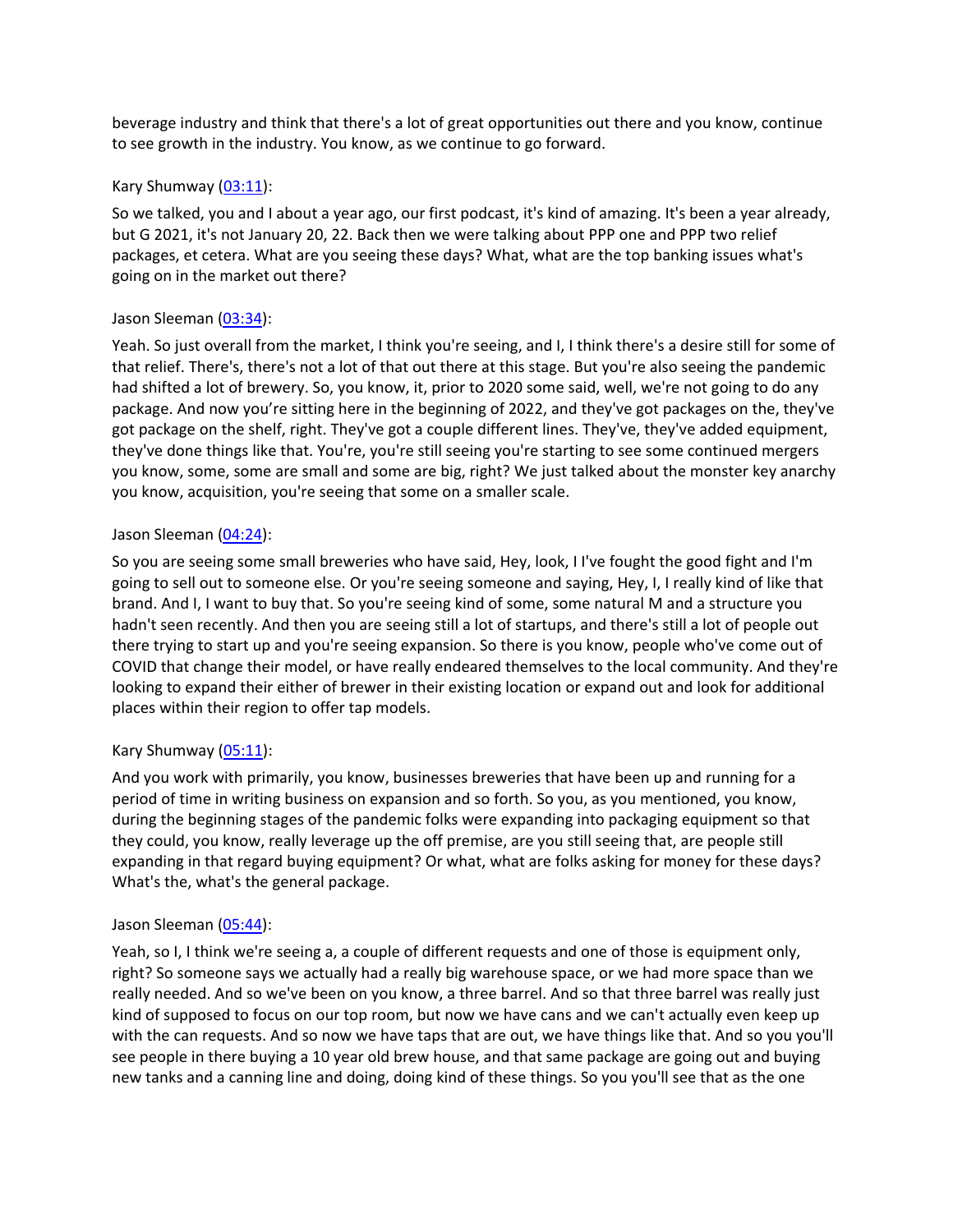beverage industry and think that there's a lot of great opportunities out there and you know, continue to see growth in the industry. You know, as we continue to go forward.

Kary Shumway ([03:11](#)):

So we talked, you and I about a year ago, our first podcast, it's kind of amazing. It's been a year already, but G 2021, it's not January 20, 22. Back then we were talking about PPP one and PPP two relief packages, et cetera. What are you seeing these days? What, what are the top banking issues what's going on in the market out there?

Jason Sleeman ([03:34](#)):

Yeah. So just overall from the market, I think you're seeing, and I, I think there's a desire still for some of that relief. There's, there's not a lot of that out there at this stage. But you're also seeing the pandemic had shifted a lot of brewery. So, you know, it, prior to 2020 some said, well, we're not going to do any package. And now you're sitting here in the beginning of 2022, and they've got packages on the, they've got package on the shelf, right. They've got a couple different lines. They've, they've added equipment, they've done things like that. You're, you're still seeing you're starting to see some continued mergers you know, some, some are small and some are big, right? We just talked about the monster key anarchy you know, acquisition, you're seeing that some on a smaller scale.

Jason Sleeman ([04:24](#)):

So you are seeing some small breweries who have said, Hey, look, I I've fought the good fight and I'm going to sell out to someone else. Or you're seeing someone and saying, Hey, I, I really kind of like that brand. And I, I want to buy that. So you're seeing kind of some, some natural M and a structure you hadn't seen recently. And then you are seeing still a lot of startups, and there's still a lot of people out there trying to start up and you're seeing expansion. So there is you know, people who've come out of COVID that change their model, or have really endeared themselves to the local community. And they're looking to expand their either of brewer in their existing location or expand out and look for additional places within their region to offer tap models.

Kary Shumway ([05:11](#)):

And you work with primarily, you know, businesses breweries that have been up and running for a period of time in writing business on expansion and so forth. So you, as you mentioned, you know, during the beginning stages of the pandemic folks were expanding into packaging equipment so that they could, you know, really leverage up the off premise, are you still seeing that, are people still expanding in that regard buying equipment? Or what, what are folks asking for money for these days? What's the, what's the general package.

Jason Sleeman ([05:44](#)):

Yeah, so I, I think we're seeing a, a couple of different requests and one of those is equipment only, right? So someone says we actually had a really big warehouse space, or we had more space than we really needed. And so we've been on you know, a three barrel. And so that three barrel was really just kind of supposed to focus on our top room, but now we have cans and we can't actually even keep up with the can requests. And so now we have taps that are out, we have things like that. And so you you'll see people in there buying a 10 year old brew house, and that same package are going out and buying new tanks and a canning line and doing, doing kind of these things. So you you'll see that as the one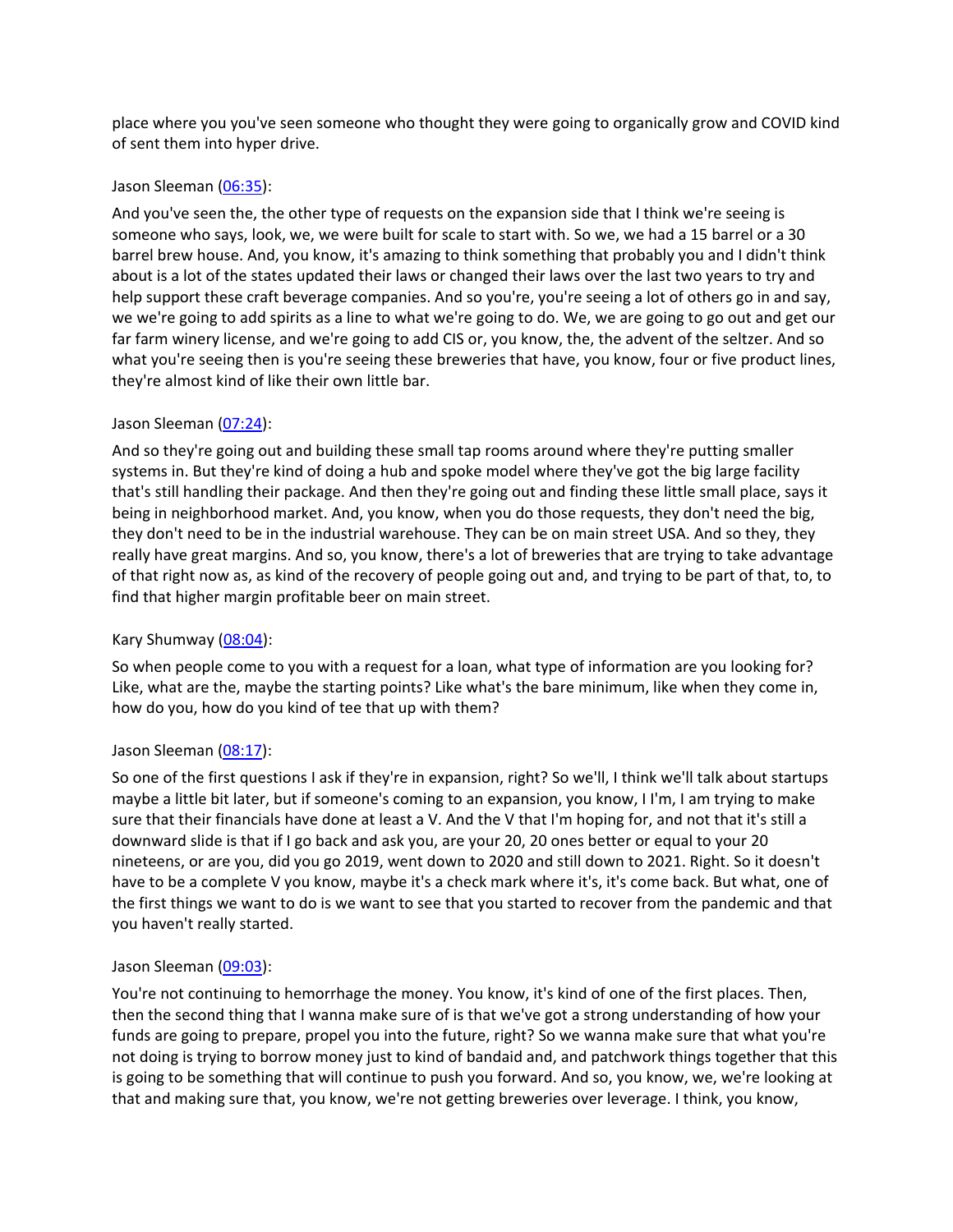place where you you've seen someone who thought they were going to organically grow and COVID kind of sent them into hyper drive.

Jason Sleeman ([06:35](#)):

And you've seen the, the other type of requests on the expansion side that I think we're seeing is someone who says, look, we, we were built for scale to start with. So we, we had a 15 barrel or a 30 barrel brew house. And, you know, it's amazing to think something that probably you and I didn't think about is a lot of the states updated their laws or changed their laws over the last two years to try and help support these craft beverage companies. And so you're, you're seeing a lot of others go in and say, we we're going to add spirits as a line to what we're going to do. We, we are going to go out and get our far farm winery license, and we're going to add CIS or, you know, the, the advent of the seltzer. And so what you're seeing then is you're seeing these breweries that have, you know, four or five product lines, they're almost kind of like their own little bar.

Jason Sleeman ([07:24](#)):

And so they're going out and building these small tap rooms around where they're putting smaller systems in. But they're kind of doing a hub and spoke model where they've got the big large facility that's still handling their package. And then they're going out and finding these little small place, says it being in neighborhood market. And, you know, when you do those requests, they don't need the big, they don't need to be in the industrial warehouse. They can be on main street USA. And so they, they really have great margins. And so, you know, there's a lot of breweries that are trying to take advantage of that right now as, as kind of the recovery of people going out and, and trying to be part of that, to, to find that higher margin profitable beer on main street.

Kary Shumway ([08:04](#)):

So when people come to you with a request for a loan, what type of information are you looking for? Like, what are the, maybe the starting points? Like what's the bare minimum, like when they come in, how do you, how do you kind of tee that up with them?

Jason Sleeman ([08:17](#)):

So one of the first questions I ask if they're in expansion, right? So we'll, I think we'll talk about startups maybe a little bit later, but if someone's coming to an expansion, you know, I I'm, I am trying to make sure that their financials have done at least a V. And the V that I'm hoping for, and not that it's still a downward slide is that if I go back and ask you, are your 20, 20 ones better or equal to your 20 nineteens, or are you, did you go 2019, went down to 2020 and still down to 2021. Right. So it doesn't have to be a complete V you know, maybe it's a check mark where it's, it's come back. But what, one of the first things we want to do is we want to see that you started to recover from the pandemic and that you haven't really started.

Jason Sleeman ([09:03](#)):

You're not continuing to hemorrhage the money. You know, it's kind of one of the first places. Then, then the second thing that I wanna make sure of is that we've got a strong understanding of how your funds are going to prepare, propel you into the future, right? So we wanna make sure that what you're not doing is trying to borrow money just to kind of bandaid and, and patchwork things together that this is going to be something that will continue to push you forward. And so, you know, we, we're looking at that and making sure that, you know, we're not getting breweries over leverage. I think, you know,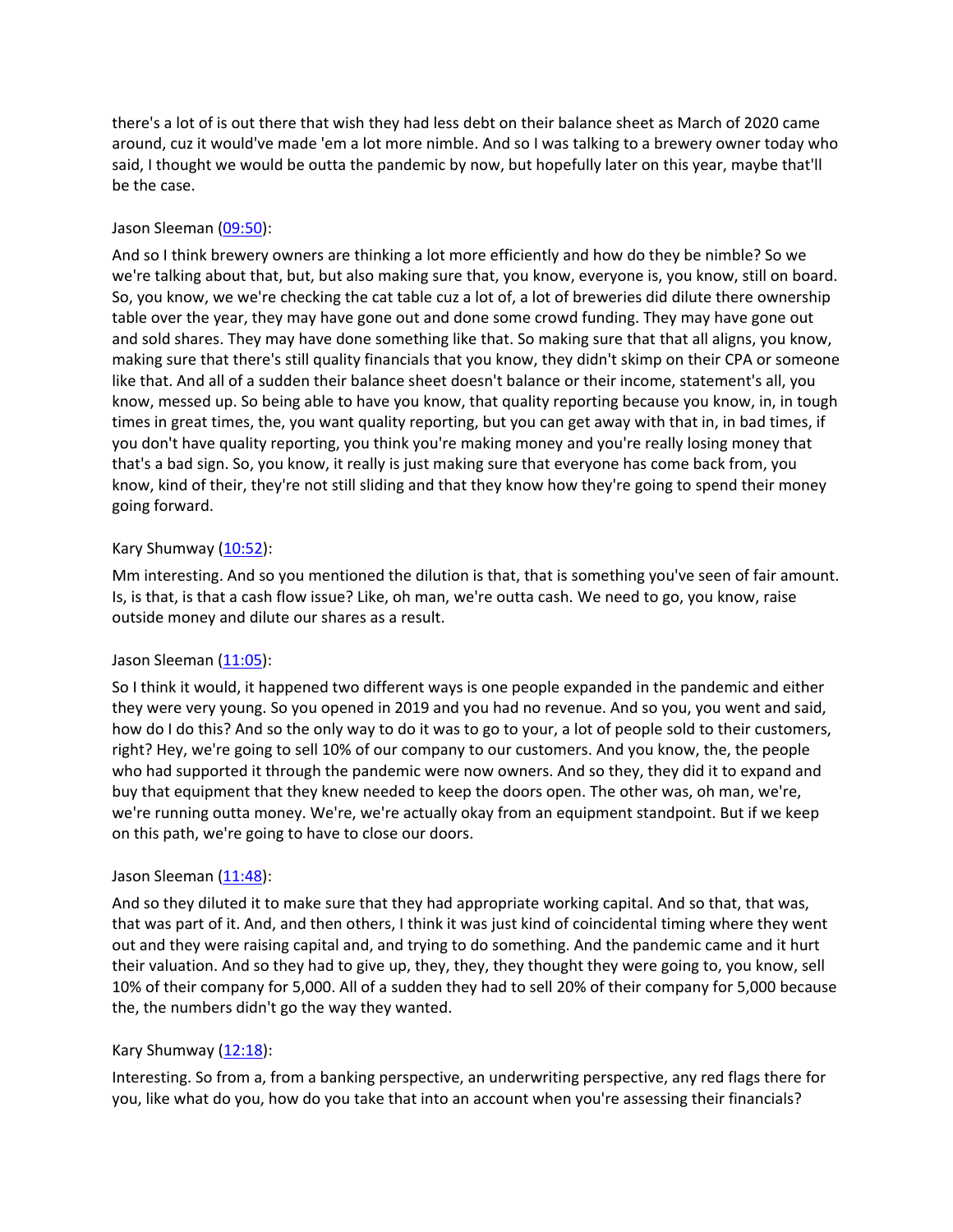there's a lot of is out there that wish they had less debt on their balance sheet as March of 2020 came around, cuz it would've made 'em a lot more nimble. And so I was talking to a brewery owner today who said, I thought we would be outta the pandemic by now, but hopefully later on this year, maybe that'll be the case.

Jason Sleeman ([09:50](09:50)):

And so I think brewery owners are thinking a lot more efficiently and how do they be nimble? So we we're talking about that, but, but also making sure that, you know, everyone is, you know, still on board. So, you know, we we're checking the cat table cuz a lot of, a lot of breweries did dilute there ownership table over the year, they may have gone out and done some crowd funding. They may have gone out and sold shares. They may have done something like that. So making sure that that all aligns, you know, making sure that there's still quality financials that you know, they didn't skimp on their CPA or someone like that. And all of a sudden their balance sheet doesn't balance or their income, statement's all, you know, messed up. So being able to have you know, that quality reporting because you know, in, in tough times in great times, the, you want quality reporting, but you can get away with that in, in bad times, if you don't have quality reporting, you think you're making money and you're really losing money that that's a bad sign. So, you know, it really is just making sure that everyone has come back from, you know, kind of their, they're not still sliding and that they know how they're going to spend their money going forward.

Kary Shumway ([10:52](10:52)):

Mm interesting. And so you mentioned the dilution is that, that is something you've seen of fair amount. Is, is that, is that a cash flow issue? Like, oh man, we're outta cash. We need to go, you know, raise outside money and dilute our shares as a result.

Jason Sleeman ([11:05](11:05)):

So I think it would, it happened two different ways is one people expanded in the pandemic and either they were very young. So you opened in 2019 and you had no revenue. And so you, you went and said, how do I do this? And so the only way to do it was to go to your, a lot of people sold to their customers, right? Hey, we're going to sell 10% of our company to our customers. And you know, the, the people who had supported it through the pandemic were now owners. And so they, they did it to expand and buy that equipment that they knew needed to keep the doors open. The other was, oh man, we're, we're running outta money. We're, we're actually okay from an equipment standpoint. But if we keep on this path, we're going to have to close our doors.

Jason Sleeman ([11:48](11:48)):

And so they diluted it to make sure that they had appropriate working capital. And so that, that was, that was part of it. And, and then others, I think it was just kind of coincidental timing where they went out and they were raising capital and, and trying to do something. And the pandemic came and it hurt their valuation. And so they had to give up, they, they, they thought they were going to, you know, sell 10% of their company for 5,000. All of a sudden they had to sell 20% of their company for 5,000 because the, the numbers didn't go the way they wanted.

Kary Shumway ([12:18](12:18)):

Interesting. So from a, from a banking perspective, an underwriting perspective, any red flags there for you, like what do you, how do you take that into an account when you're assessing their financials?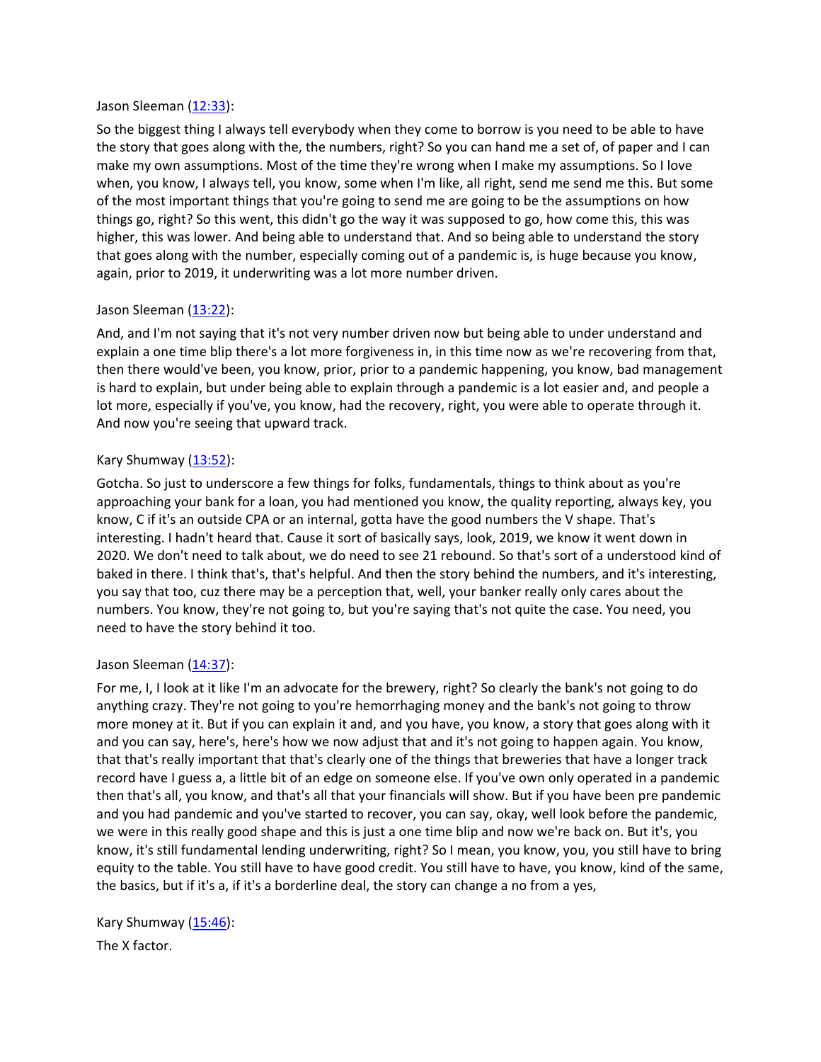Jason Sleeman ([12:33]):

So the biggest thing I always tell everybody when they come to borrow is you need to be able to have the story that goes along with the, the numbers, right? So you can hand me a set of, of paper and I can make my own assumptions. Most of the time they're wrong when I make my assumptions. So I love when, you know, I always tell, you know, some when I'm like, all right, send me send me this. But some of the most important things that you're going to send me are going to be the assumptions on how things go, right? So this went, this didn't go the way it was supposed to go, how come this, this was higher, this was lower. And being able to understand that. And so being able to understand the story that goes along with the number, especially coming out of a pandemic is, is huge because you know, again, prior to 2019, it underwriting was a lot more number driven.

Jason Sleeman ([13:22]):

And, and I'm not saying that it's not very number driven now but being able to under understand and explain a one time blip there's a lot more forgiveness in, in this time now as we're recovering from that, then there would've been, you know, prior, prior to a pandemic happening, you know, bad management is hard to explain, but under being able to explain through a pandemic is a lot easier and, and people a lot more, especially if you've, you know, had the recovery, right, you were able to operate through it. And now you're seeing that upward track.

Kary Shumway ([13:52]):

Gotcha. So just to underscore a few things for folks, fundamentals, things to think about as you're approaching your bank for a loan, you had mentioned you know, the quality reporting, always key, you know, C if it's an outside CPA or an internal, gotta have the good numbers the V shape. That's interesting. I hadn't heard that. Cause it sort of basically says, look, 2019, we know it went down in 2020. We don't need to talk about, we do need to see 21 rebound. So that's sort of a understood kind of baked in there. I think that's, that's helpful. And then the story behind the numbers, and it's interesting, you say that too, cuz there may be a perception that, well, your banker really only cares about the numbers. You know, they're not going to, but you're saying that's not quite the case. You need, you need to have the story behind it too.

Jason Sleeman ([14:37]):

For me, I, I look at it like I'm an advocate for the brewery, right? So clearly the bank's not going to do anything crazy. They're not going to you're hemorrhaging money and the bank's not going to throw more money at it. But if you can explain it and, and you have, you know, a story that goes along with it and you can say, here's, here's how we now adjust that and it's not going to happen again. You know, that that's really important that that's clearly one of the things that breweries that have a longer track record have I guess a, a little bit of an edge on someone else. If you've own only operated in a pandemic then that's all, you know, and that's all that your financials will show. But if you have been pre pandemic and you had pandemic and you've started to recover, you can say, okay, well look before the pandemic, we were in this really good shape and this is just a one time blip and now we're back on. But it's, you know, it's still fundamental lending underwriting, right? So I mean, you know, you, you still have to bring equity to the table. You still have to have good credit. You still have to have, you know, kind of the same, the basics, but if it's a, if it's a borderline deal, the story can change a no from a yes,

Kary Shumway ([15:46]):

The X factor.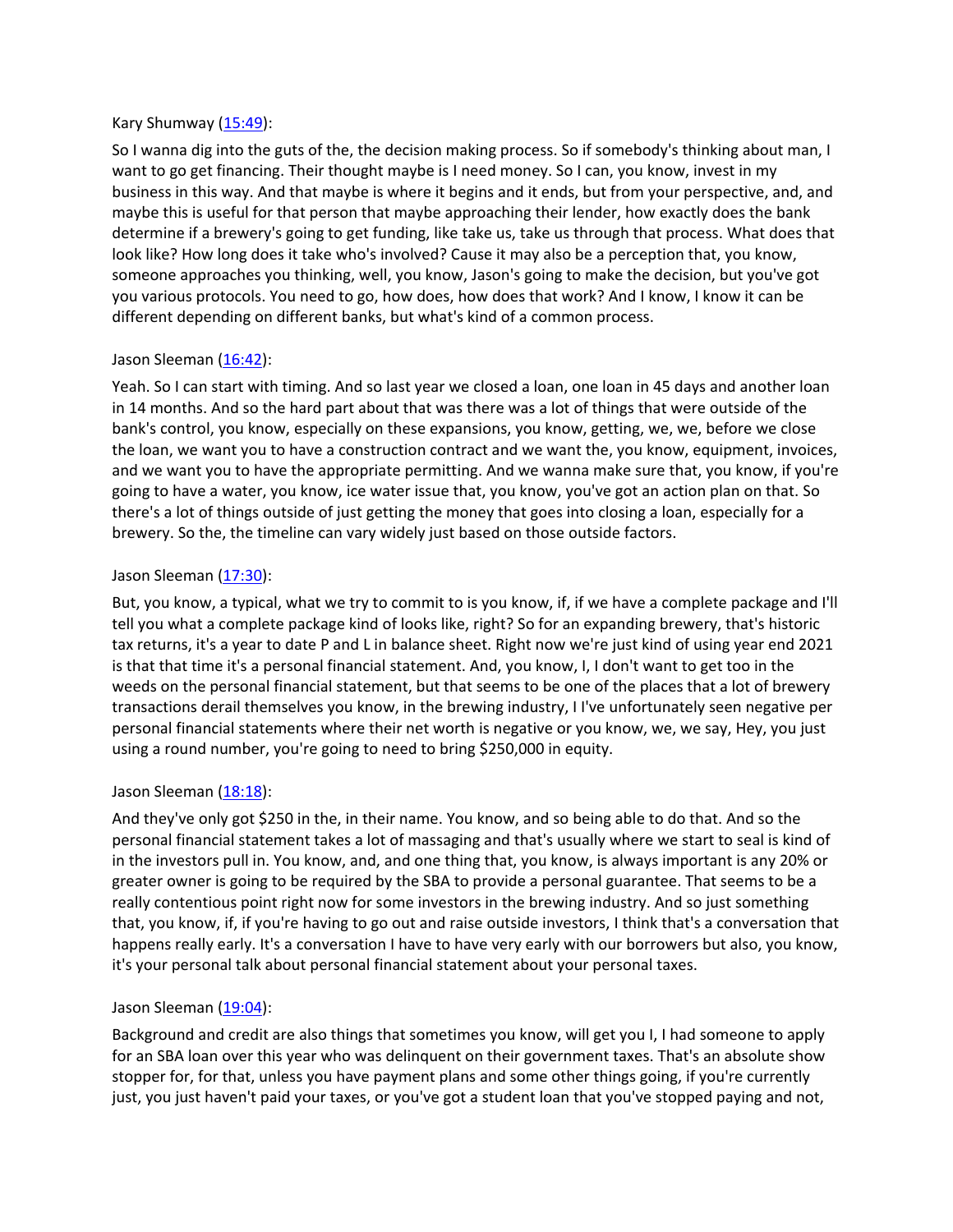Kary Shumway ([15:49](#)):

So I wanna dig into the guts of the, the decision making process. So if somebody's thinking about man, I want to go get financing. Their thought maybe is I need money. So I can, you know, invest in my business in this way. And that maybe is where it begins and it ends, but from your perspective, and, and maybe this is useful for that person that maybe approaching their lender, how exactly does the bank determine if a brewery's going to get funding, like take us, take us through that process. What does that look like? How long does it take who's involved? Cause it may also be a perception that, you know, someone approaches you thinking, well, you know, Jason's going to make the decision, but you've got you various protocols. You need to go, how does, how does that work? And I know, I know it can be different depending on different banks, but what's kind of a common process.

Jason Sleeman ([16:42](#)):

Yeah. So I can start with timing. And so last year we closed a loan, one loan in 45 days and another loan in 14 months. And so the hard part about that was there was a lot of things that were outside of the bank's control, you know, especially on these expansions, you know, getting, we, we, before we close the loan, we want you to have a construction contract and we want the, you know, equipment, invoices, and we want you to have the appropriate permitting. And we wanna make sure that, you know, if you're going to have a water, you know, ice water issue that, you know, you've got an action plan on that. So there's a lot of things outside of just getting the money that goes into closing a loan, especially for a brewery. So the, the timeline can vary widely just based on those outside factors.

Jason Sleeman ([17:30](#)):

But, you know, a typical, what we try to commit to is you know, if, if we have a complete package and I'll tell you what a complete package kind of looks like, right? So for an expanding brewery, that's historic tax returns, it's a year to date P and L in balance sheet. Right now we're just kind of using year end 2021 is that that time it's a personal financial statement. And, you know, I, I don't want to get too in the weeds on the personal financial statement, but that seems to be one of the places that a lot of brewery transactions derail themselves you know, in the brewing industry, I I've unfortunately seen negative per personal financial statements where their net worth is negative or you know, we, we say, Hey, you just using a round number, you're going to need to bring $250,000 in equity.

Jason Sleeman ([18:18](#)):

And they've only got $250 in the, in their name. You know, and so being able to do that. And so the personal financial statement takes a lot of massaging and that's usually where we start to seal is kind of in the investors pull in. You know, and, and one thing that, you know, is always important is any 20% or greater owner is going to be required by the SBA to provide a personal guarantee. That seems to be a really contentious point right now for some investors in the brewing industry. And so just something that, you know, if, if you're having to go out and raise outside investors, I think that's a conversation that happens really early. It's a conversation I have to have very early with our borrowers but also, you know, it's your personal talk about personal financial statement about your personal taxes.

Jason Sleeman ([19:04](#)):

Background and credit are also things that sometimes you know, will get you I, I had someone to apply for an SBA loan over this year who was delinquent on their government taxes. That's an absolute show stopper for, for that, unless you have payment plans and some other things going, if you're currently just, you just haven't paid your taxes, or you've got a student loan that you've stopped paying and not,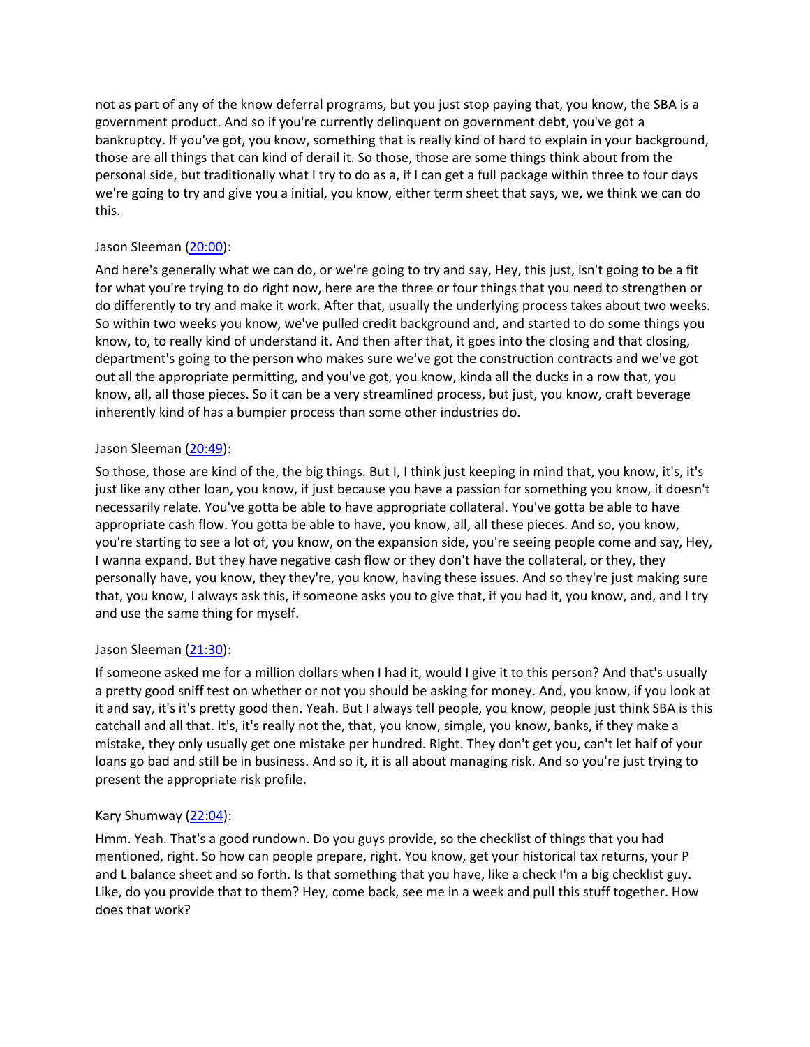not as part of any of the know deferral programs, but you just stop paying that, you know, the SBA is a government product. And so if you're currently delinquent on government debt, you've got a bankruptcy. If you've got, you know, something that is really kind of hard to explain in your background, those are all things that can kind of derail it. So those, those are some things think about from the personal side, but traditionally what I try to do as a, if I can get a full package within three to four days we're going to try and give you a initial, you know, either term sheet that says, we, we think we can do this.

Jason Sleeman ([20:00]):

And here's generally what we can do, or we're going to try and say, Hey, this just, isn't going to be a fit for what you're trying to do right now, here are the three or four things that you need to strengthen or do differently to try and make it work. After that, usually the underlying process takes about two weeks. So within two weeks you know, we've pulled credit background and, and started to do some things you know, to, to really kind of understand it. And then after that, it goes into the closing and that closing, department's going to the person who makes sure we've got the construction contracts and we've got out all the appropriate permitting, and you've got, you know, kinda all the ducks in a row that, you know, all, all those pieces. So it can be a very streamlined process, but just, you know, craft beverage inherently kind of has a bumpier process than some other industries do.

Jason Sleeman ([20:49]):

So those, those are kind of the, the big things. But I, I think just keeping in mind that, you know, it's, it's just like any other loan, you know, if just because you have a passion for something you know, it doesn't necessarily relate. You've gotta be able to have appropriate collateral. You've gotta be able to have appropriate cash flow. You gotta be able to have, you know, all, all these pieces. And so, you know, you're starting to see a lot of, you know, on the expansion side, you're seeing people come and say, Hey, I wanna expand. But they have negative cash flow or they don't have the collateral, or they, they personally have, you know, they they're, you know, having these issues. And so they're just making sure that, you know, I always ask this, if someone asks you to give that, if you had it, you know, and, and I try and use the same thing for myself.

Jason Sleeman ([21:30]):

If someone asked me for a million dollars when I had it, would I give it to this person? And that's usually a pretty good sniff test on whether or not you should be asking for money. And, you know, if you look at it and say, it's it's pretty good then. Yeah. But I always tell people, you know, people just think SBA is this catchall and all that. It's, it's really not the, that, you know, simple, you know, banks, if they make a mistake, they only usually get one mistake per hundred. Right. They don't get you, can't let half of your loans go bad and still be in business. And so it, it is all about managing risk. And so you're just trying to present the appropriate risk profile.

Kary Shumway ([22:04]):

Hmm. Yeah. That's a good rundown. Do you guys provide, so the checklist of things that you had mentioned, right. So how can people prepare, right. You know, get your historical tax returns, your P and L balance sheet and so forth. Is that something that you have, like a check I'm a big checklist guy. Like, do you provide that to them? Hey, come back, see me in a week and pull this stuff together. How does that work?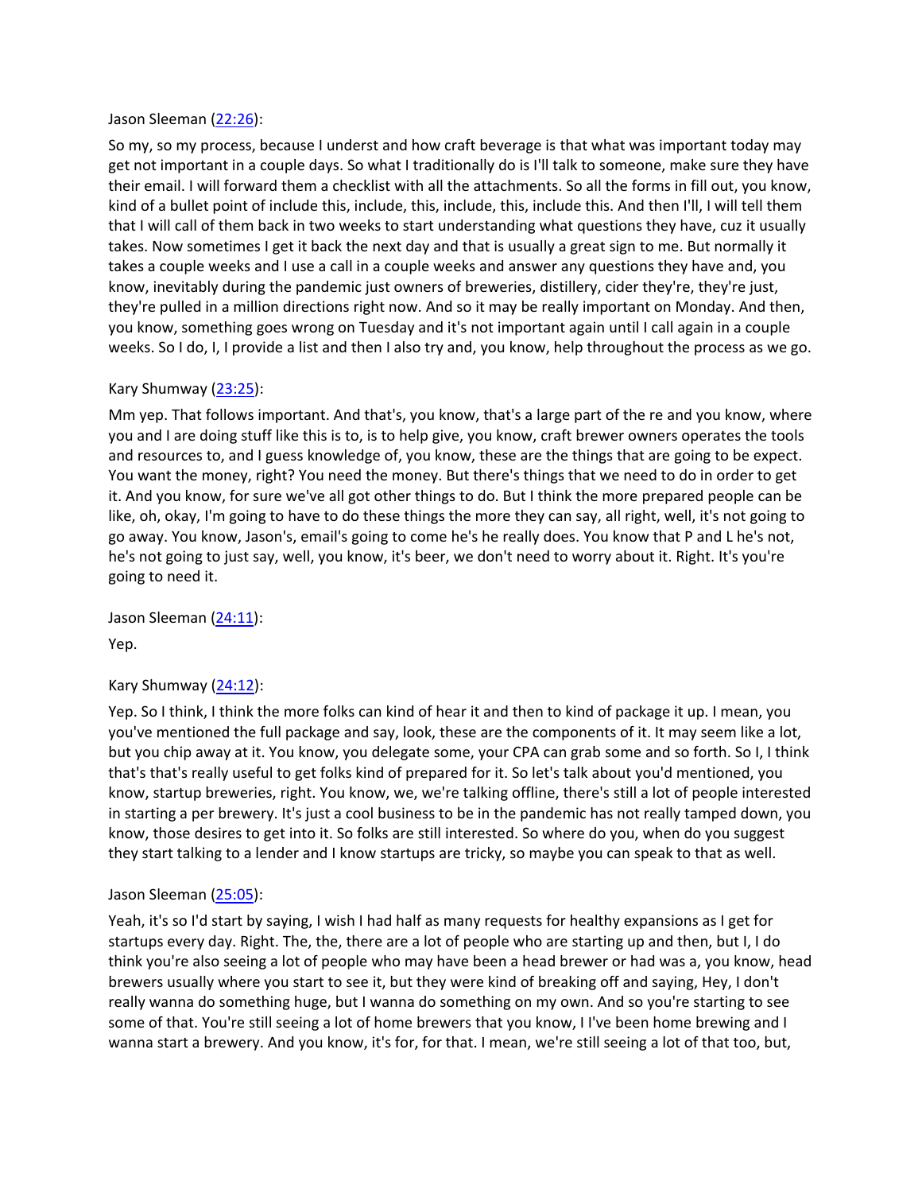Jason Sleeman ([22:26](#)):

So my, so my process, because I underst and how craft beverage is that what was important today may get not important in a couple days. So what I traditionally do is I'll talk to someone, make sure they have their email. I will forward them a checklist with all the attachments. So all the forms in fill out, you know, kind of a bullet point of include this, include, this, include, this, include this. And then I'll, I will tell them that I will call of them back in two weeks to start understanding what questions they have, cuz it usually takes. Now sometimes I get it back the next day and that is usually a great sign to me. But normally it takes a couple weeks and I use a call in a couple weeks and answer any questions they have and, you know, inevitably during the pandemic just owners of breweries, distillery, cider they're, they're just, they're pulled in a million directions right now. And so it may be really important on Monday. And then, you know, something goes wrong on Tuesday and it's not important again until I call again in a couple weeks. So I do, I, I provide a list and then I also try and, you know, help throughout the process as we go.

Kary Shumway ([23:25](#)):

Mm yep. That follows important. And that's, you know, that's a large part of the re and you know, where you and I are doing stuff like this is to, is to help give, you know, craft brewer owners operates the tools and resources to, and I guess knowledge of, you know, these are the things that are going to be expect. You want the money, right? You need the money. But there's things that we need to do in order to get it. And you know, for sure we've all got other things to do. But I think the more prepared people can be like, oh, okay, I'm going to have to do these things the more they can say, all right, well, it's not going to go away. You know, Jason's, email's going to come he's he really does. You know that P and L he's not, he's not going to just say, well, you know, it's beer, we don't need to worry about it. Right. It's you're going to need it.

Jason Sleeman ([24:11](#)):

Yep.

Kary Shumway ([24:12](#)):

Yep. So I think, I think the more folks can kind of hear it and then to kind of package it up. I mean, you you've mentioned the full package and say, look, these are the components of it. It may seem like a lot, but you chip away at it. You know, you delegate some, your CPA can grab some and so forth. So I, I think that's that's really useful to get folks kind of prepared for it. So let's talk about you'd mentioned, you know, startup breweries, right. You know, we, we're talking offline, there's still a lot of people interested in starting a per brewery. It's just a cool business to be in the pandemic has not really tamped down, you know, those desires to get into it. So folks are still interested. So where do you, when do you suggest they start talking to a lender and I know startups are tricky, so maybe you can speak to that as well.

Jason Sleeman ([25:05](#)):

Yeah, it's so I'd start by saying, I wish I had half as many requests for healthy expansions as I get for startups every day. Right. The, the, there are a lot of people who are starting up and then, but I, I do think you're also seeing a lot of people who may have been a head brewer or had was a, you know, head brewers usually where you start to see it, but they were kind of breaking off and saying, Hey, I don't really wanna do something huge, but I wanna do something on my own. And so you're starting to see some of that. You're still seeing a lot of home brewers that you know, I I've been home brewing and I wanna start a brewery. And you know, it's for, for that. I mean, we're still seeing a lot of that too, but,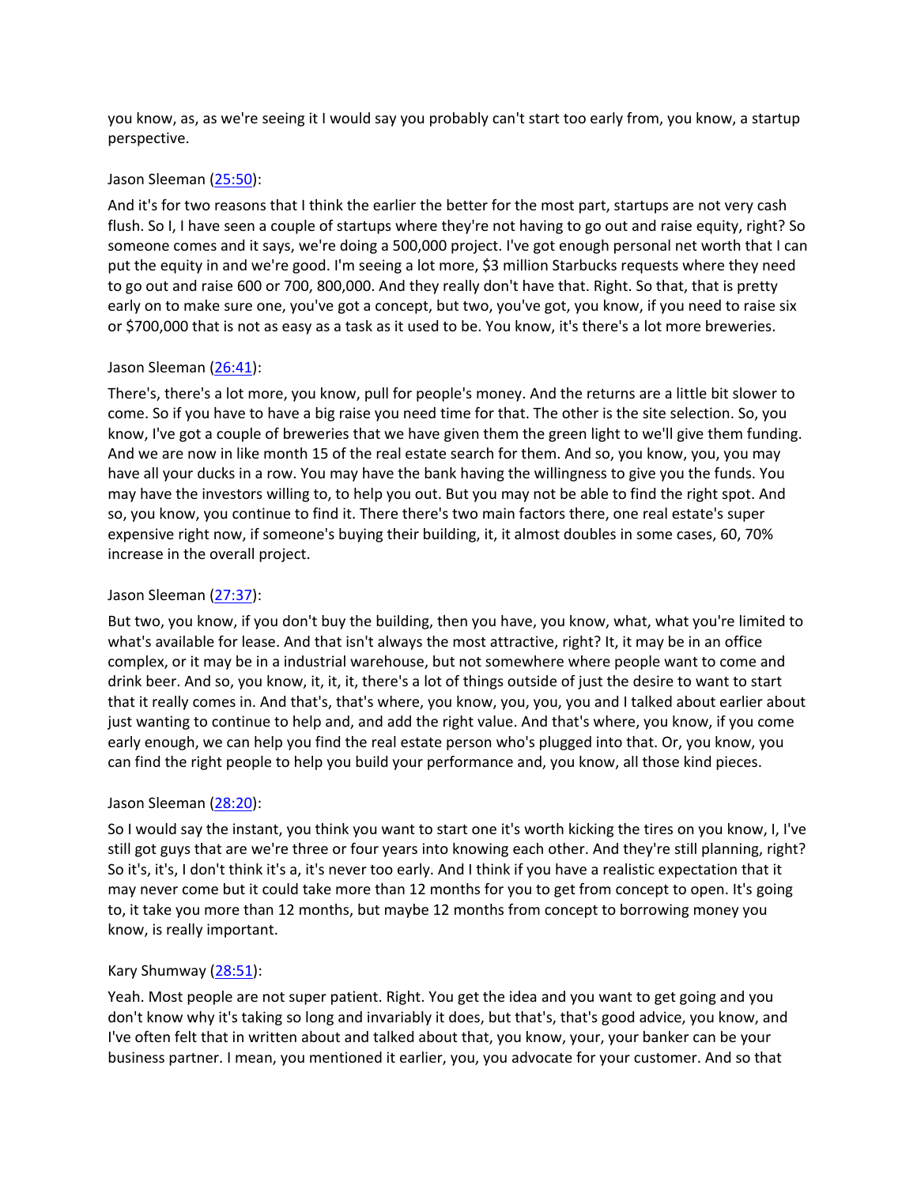you know, as, as we're seeing it I would say you probably can't start too early from, you know, a startup perspective.

Jason Sleeman ([25:50](25:50)):

And it's for two reasons that I think the earlier the better for the most part, startups are not very cash flush. So I, I have seen a couple of startups where they're not having to go out and raise equity, right? So someone comes and it says, we're doing a 500,000 project. I've got enough personal net worth that I can put the equity in and we're good. I'm seeing a lot more, $3 million Starbucks requests where they need to go out and raise 600 or 700, 800,000. And they really don't have that. Right. So that, that is pretty early on to make sure one, you've got a concept, but two, you've got, you know, if you need to raise six or $700,000 that is not as easy as a task as it used to be. You know, it's there's a lot more breweries.

Jason Sleeman ([26:41](26:41)):

There's, there's a lot more, you know, pull for people's money. And the returns are a little bit slower to come. So if you have to have a big raise you need time for that. The other is the site selection. So, you know, I've got a couple of breweries that we have given them the green light to we'll give them funding. And we are now in like month 15 of the real estate search for them. And so, you know, you, you may have all your ducks in a row. You may have the bank having the willingness to give you the funds. You may have the investors willing to, to help you out. But you may not be able to find the right spot. And so, you know, you continue to find it. There there's two main factors there, one real estate's super expensive right now, if someone's buying their building, it, it almost doubles in some cases, 60, 70% increase in the overall project.

Jason Sleeman ([27:37](27:37)):

But two, you know, if you don't buy the building, then you have, you know, what, what you're limited to what's available for lease. And that isn't always the most attractive, right? It, it may be in an office complex, or it may be in a industrial warehouse, but not somewhere where people want to come and drink beer. And so, you know, it, it, it, there's a lot of things outside of just the desire to want to start that it really comes in. And that's, that's where, you know, you, you, you and I talked about earlier about just wanting to continue to help and, and add the right value. And that's where, you know, if you come early enough, we can help you find the real estate person who's plugged into that. Or, you know, you can find the right people to help you build your performance and, you know, all those kind pieces.

Jason Sleeman ([28:20](28:20)):

So I would say the instant, you think you want to start one it's worth kicking the tires on you know, I, I've still got guys that are we're three or four years into knowing each other. And they're still planning, right? So it's, it's, I don't think it's a, it's never too early. And I think if you have a realistic expectation that it may never come but it could take more than 12 months for you to get from concept to open. It's going to, it take you more than 12 months, but maybe 12 months from concept to borrowing money you know, is really important.

Kary Shumway ([28:51](28:51)):

Yeah. Most people are not super patient. Right. You get the idea and you want to get going and you don't know why it's taking so long and invariably it does, but that's, that's good advice, you know, and I've often felt that in written about and talked about that, you know, your, your banker can be your business partner. I mean, you mentioned it earlier, you, you advocate for your customer. And so that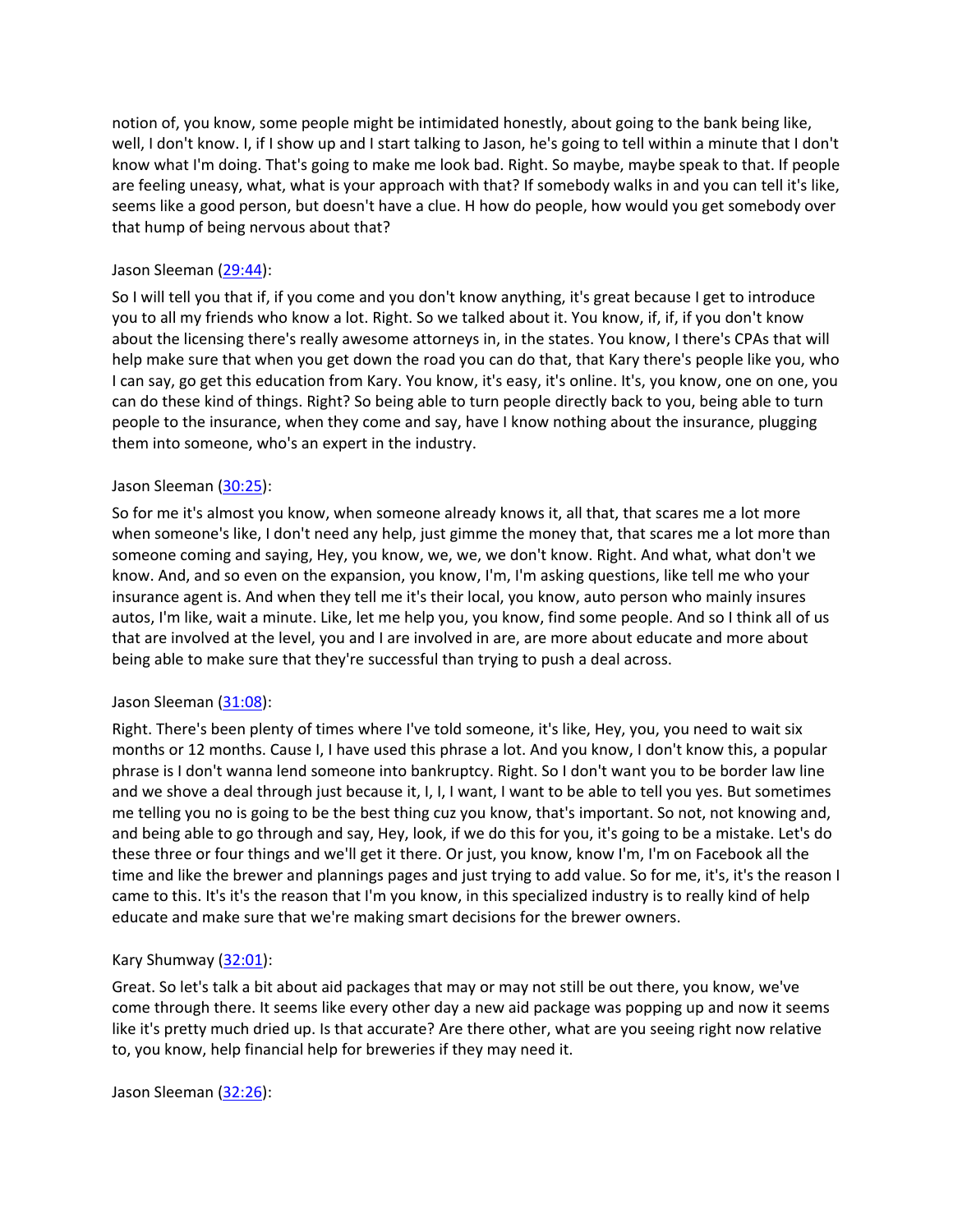notion of, you know, some people might be intimidated honestly, about going to the bank being like, well, I don't know. I, if I show up and I start talking to Jason, he's going to tell within a minute that I don't know what I'm doing. That's going to make me look bad. Right. So maybe, maybe speak to that. If people are feeling uneasy, what, what is your approach with that? If somebody walks in and you can tell it's like, seems like a good person, but doesn't have a clue. H how do people, how would you get somebody over that hump of being nervous about that?

Jason Sleeman ([29:44](29:44)):

So I will tell you that if, if you come and you don't know anything, it's great because I get to introduce you to all my friends who know a lot. Right. So we talked about it. You know, if, if, if you don't know about the licensing there's really awesome attorneys in, in the states. You know, I there's CPAs that will help make sure that when you get down the road you can do that, that Kary there's people like you, who I can say, go get this education from Kary. You know, it's easy, it's online. It's, you know, one on one, you can do these kind of things. Right? So being able to turn people directly back to you, being able to turn people to the insurance, when they come and say, have I know nothing about the insurance, plugging them into someone, who's an expert in the industry.

Jason Sleeman ([30:25](30:25)):

So for me it's almost you know, when someone already knows it, all that, that scares me a lot more when someone's like, I don't need any help, just gimme the money that, that scares me a lot more than someone coming and saying, Hey, you know, we, we, we don't know. Right. And what, what don't we know. And, and so even on the expansion, you know, I'm, I'm asking questions, like tell me who your insurance agent is. And when they tell me it's their local, you know, auto person who mainly insures autos, I'm like, wait a minute. Like, let me help you, you know, find some people. And so I think all of us that are involved at the level, you and I are involved in are, are more about educate and more about being able to make sure that they're successful than trying to push a deal across.

Jason Sleeman ([31:08](31:08)):

Right. There's been plenty of times where I've told someone, it's like, Hey, you, you need to wait six months or 12 months. Cause I, I have used this phrase a lot. And you know, I don't know this, a popular phrase is I don't wanna lend someone into bankruptcy. Right. So I don't want you to be border law line and we shove a deal through just because it, I, I, I want, I want to be able to tell you yes. But sometimes me telling you no is going to be the best thing cuz you know, that's important. So not, not knowing and, and being able to go through and say, Hey, look, if we do this for you, it's going to be a mistake. Let's do these three or four things and we'll get it there. Or just, you know, know I'm, I'm on Facebook all the time and like the brewer and plannings pages and just trying to add value. So for me, it's, it's the reason I came to this. It's it's the reason that I'm you know, in this specialized industry is to really kind of help educate and make sure that we're making smart decisions for the brewer owners.

Kary Shumway ([32:01](32:01)):

Great. So let's talk a bit about aid packages that may or may not still be out there, you know, we've come through there. It seems like every other day a new aid package was popping up and now it seems like it's pretty much dried up. Is that accurate? Are there other, what are you seeing right now relative to, you know, help financial help for breweries if they may need it.

Jason Sleeman ([32:26](32:26)):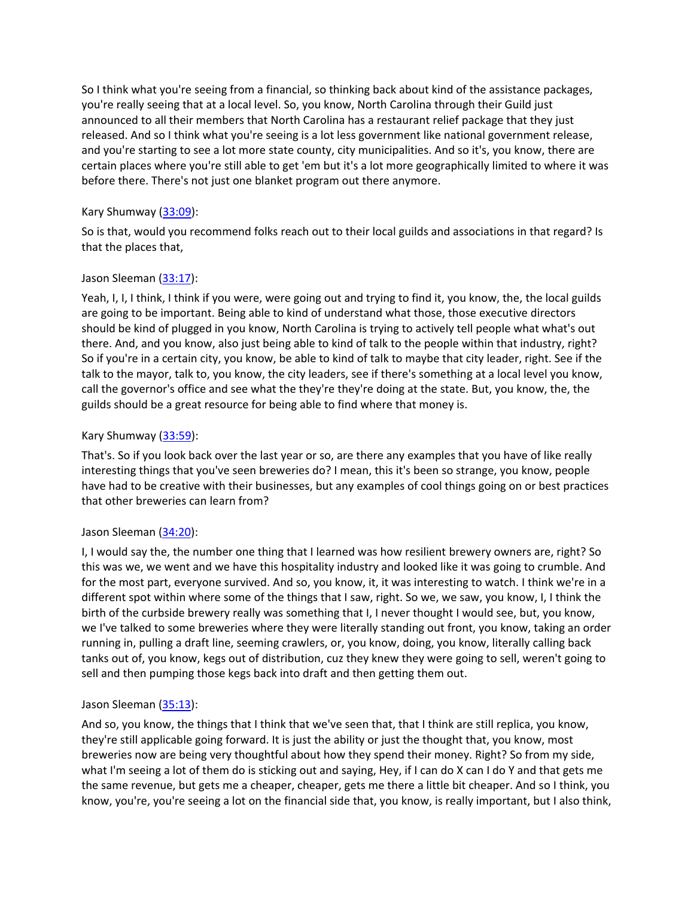So I think what you're seeing from a financial, so thinking back about kind of the assistance packages, you're really seeing that at a local level. So, you know, North Carolina through their Guild just announced to all their members that North Carolina has a restaurant relief package that they just released. And so I think what you're seeing is a lot less government like national government release, and you're starting to see a lot more state county, city municipalities. And so it's, you know, there are certain places where you're still able to get 'em but it's a lot more geographically limited to where it was before there. There's not just one blanket program out there anymore.

Kary Shumway ([33:09]):

So is that, would you recommend folks reach out to their local guilds and associations in that regard? Is that the places that,

Jason Sleeman ([33:17]):

Yeah, I, I, I think, I think if you were, were going out and trying to find it, you know, the, the local guilds are going to be important. Being able to kind of understand what those, those executive directors should be kind of plugged in you know, North Carolina is trying to actively tell people what what's out there. And, and you know, also just being able to kind of talk to the people within that industry, right? So if you're in a certain city, you know, be able to kind of talk to maybe that city leader, right. See if the talk to the mayor, talk to, you know, the city leaders, see if there's something at a local level you know, call the governor's office and see what the they're they're doing at the state. But, you know, the, the guilds should be a great resource for being able to find where that money is.

Kary Shumway ([33:59]):

That's. So if you look back over the last year or so, are there any examples that you have of like really interesting things that you've seen breweries do? I mean, this it's been so strange, you know, people have had to be creative with their businesses, but any examples of cool things going on or best practices that other breweries can learn from?

Jason Sleeman ([34:20]):

I, I would say the, the number one thing that I learned was how resilient brewery owners are, right? So this was we, we went and we have this hospitality industry and looked like it was going to crumble. And for the most part, everyone survived. And so, you know, it, it was interesting to watch. I think we're in a different spot within where some of the things that I saw, right. So we, we saw, you know, I, I think the birth of the curbside brewery really was something that I, I never thought I would see, but, you know, we I've talked to some breweries where they were literally standing out front, you know, taking an order running in, pulling a draft line, seeming crawlers, or, you know, doing, you know, literally calling back tanks out of, you know, kegs out of distribution, cuz they knew they were going to sell, weren't going to sell and then pumping those kegs back into draft and then getting them out.

Jason Sleeman ([35:13]):

And so, you know, the things that I think that we've seen that, that I think are still replica, you know, they're still applicable going forward. It is just the ability or just the thought that, you know, most breweries now are being very thoughtful about how they spend their money. Right? So from my side, what I'm seeing a lot of them do is sticking out and saying, Hey, if I can do X can I do Y and that gets me the same revenue, but gets me a cheaper, cheaper, gets me there a little bit cheaper. And so I think, you know, you're, you're seeing a lot on the financial side that, you know, is really important, but I also think,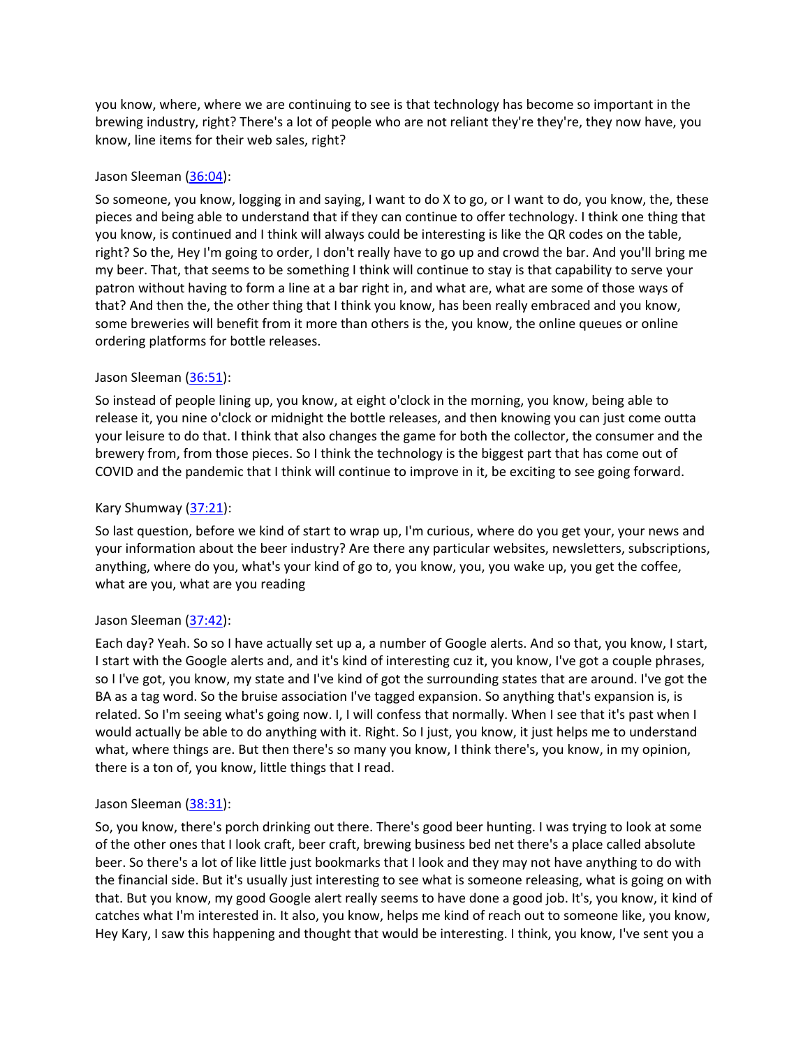you know, where, where we are continuing to see is that technology has become so important in the brewing industry, right? There's a lot of people who are not reliant they're they're, they now have, you know, line items for their web sales, right?

Jason Sleeman ([36:04](#)):

So someone, you know, logging in and saying, I want to do X to go, or I want to do, you know, the, these pieces and being able to understand that if they can continue to offer technology. I think one thing that you know, is continued and I think will always could be interesting is like the QR codes on the table, right? So the, Hey I'm going to order, I don't really have to go up and crowd the bar. And you'll bring me my beer. That, that seems to be something I think will continue to stay is that capability to serve your patron without having to form a line at a bar right in, and what are, what are some of those ways of that? And then the, the other thing that I think you know, has been really embraced and you know, some breweries will benefit from it more than others is the, you know, the online queues or online ordering platforms for bottle releases.

Jason Sleeman ([36:51](#)):

So instead of people lining up, you know, at eight o'clock in the morning, you know, being able to release it, you nine o'clock or midnight the bottle releases, and then knowing you can just come outta your leisure to do that. I think that also changes the game for both the collector, the consumer and the brewery from, from those pieces. So I think the technology is the biggest part that has come out of COVID and the pandemic that I think will continue to improve in it, be exciting to see going forward.

Kary Shumway ([37:21](#)):

So last question, before we kind of start to wrap up, I'm curious, where do you get your, your news and your information about the beer industry? Are there any particular websites, newsletters, subscriptions, anything, where do you, what's your kind of go to, you know, you, you wake up, you get the coffee, what are you, what are you reading

Jason Sleeman ([37:42](#)):

Each day? Yeah. So so I have actually set up a, a number of Google alerts. And so that, you know, I start, I start with the Google alerts and, and it's kind of interesting cuz it, you know, I've got a couple phrases, so I I've got, you know, my state and I've kind of got the surrounding states that are around. I've got the BA as a tag word. So the bruise association I've tagged expansion. So anything that's expansion is, is related. So I'm seeing what's going now. I, I will confess that normally. When I see that it's past when I would actually be able to do anything with it. Right. So I just, you know, it just helps me to understand what, where things are. But then there's so many you know, I think there's, you know, in my opinion, there is a ton of, you know, little things that I read.

Jason Sleeman ([38:31](#)):

So, you know, there's porch drinking out there. There's good beer hunting. I was trying to look at some of the other ones that I look craft, beer craft, brewing business bed net there's a place called absolute beer. So there's a lot of like little just bookmarks that I look and they may not have anything to do with the financial side. But it's usually just interesting to see what is someone releasing, what is going on with that. But you know, my good Google alert really seems to have done a good job. It's, you know, it kind of catches what I'm interested in. It also, you know, helps me kind of reach out to someone like, you know, Hey Kary, I saw this happening and thought that would be interesting. I think, you know, I've sent you a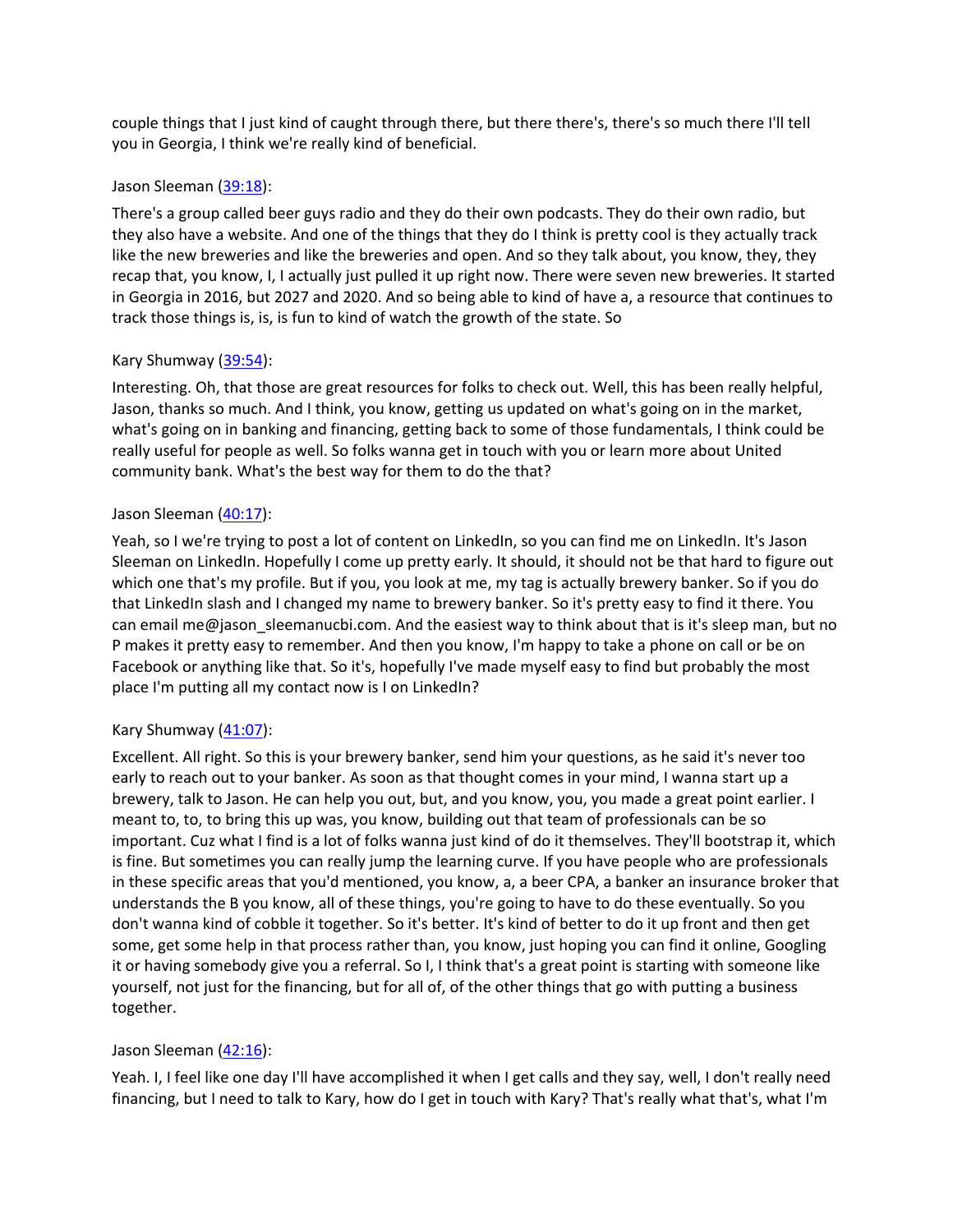couple things that I just kind of caught through there, but there there's, there's so much there I'll tell you in Georgia, I think we're really kind of beneficial.

Jason Sleeman ([39:18](#)):

There's a group called beer guys radio and they do their own podcasts. They do their own radio, but they also have a website. And one of the things that they do I think is pretty cool is they actually track like the new breweries and like the breweries and open. And so they talk about, you know, they, they recap that, you know, I, I actually just pulled it up right now. There were seven new breweries. It started in Georgia in 2016, but 2027 and 2020. And so being able to kind of have a, a resource that continues to track those things is, is, is fun to kind of watch the growth of the state. So

Kary Shumway ([39:54](#)):

Interesting. Oh, that those are great resources for folks to check out. Well, this has been really helpful, Jason, thanks so much. And I think, you know, getting us updated on what's going on in the market, what's going on in banking and financing, getting back to some of those fundamentals, I think could be really useful for people as well. So folks wanna get in touch with you or learn more about United community bank. What's the best way for them to do the that?

Jason Sleeman ([40:17](#)):

Yeah, so I we're trying to post a lot of content on LinkedIn, so you can find me on LinkedIn. It's Jason Sleeman on LinkedIn. Hopefully I come up pretty early. It should, it should not be that hard to figure out which one that's my profile. But if you, you look at me, my tag is actually brewery banker. So if you do that LinkedIn slash and I changed my name to brewery banker. So it's pretty easy to find it there. You can email me@jason_sleemanucbi.com. And the easiest way to think about that is it's sleep man, but no P makes it pretty easy to remember. And then you know, I'm happy to take a phone on call or be on Facebook or anything like that. So it's, hopefully I've made myself easy to find but probably the most place I'm putting all my contact now is I on LinkedIn?

Kary Shumway ([41:07](#)):

Excellent. All right. So this is your brewery banker, send him your questions, as he said it's never too early to reach out to your banker. As soon as that thought comes in your mind, I wanna start up a brewery, talk to Jason. He can help you out, but, and you know, you, you made a great point earlier. I meant to, to, to bring this up was, you know, building out that team of professionals can be so important. Cuz what I find is a lot of folks wanna just kind of do it themselves. They'll bootstrap it, which is fine. But sometimes you can really jump the learning curve. If you have people who are professionals in these specific areas that you'd mentioned, you know, a, a beer CPA, a banker an insurance broker that understands the B you know, all of these things, you're going to have to do these eventually. So you don't wanna kind of cobble it together. So it's better. It's kind of better to do it up front and then get some, get some help in that process rather than, you know, just hoping you can find it online, Googling it or having somebody give you a referral. So I, I think that's a great point is starting with someone like yourself, not just for the financing, but for all of, of the other things that go with putting a business together.

Jason Sleeman ([42:16](#)):

Yeah. I, I feel like one day I'll have accomplished it when I get calls and they say, well, I don't really need financing, but I need to talk to Kary, how do I get in touch with Kary? That's really what that's, what I'm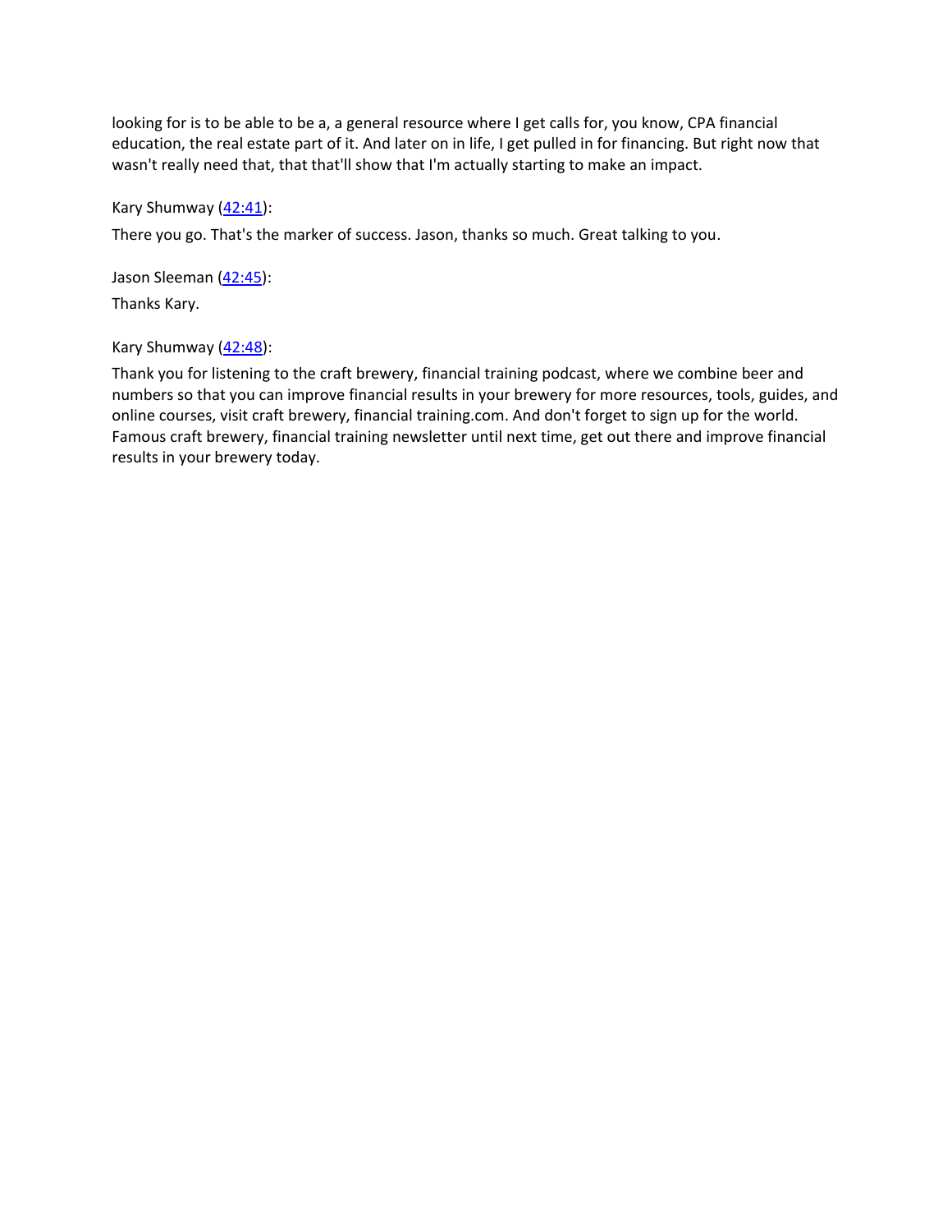looking for is to be able to be a, a general resource where I get calls for, you know, CPA financial education, the real estate part of it. And later on in life, I get pulled in for financing. But right now that wasn't really need that, that that'll show that I'm actually starting to make an impact.

Kary Shumway ([42:41]):

There you go. That's the marker of success. Jason, thanks so much. Great talking to you.

Jason Sleeman ([42:45]):

Thanks Kary.

Kary Shumway ([42:48]):

Thank you for listening to the craft brewery, financial training podcast, where we combine beer and numbers so that you can improve financial results in your brewery for more resources, tools, guides, and online courses, visit craft brewery, financial training.com. And don't forget to sign up for the world. Famous craft brewery, financial training newsletter until next time, get out there and improve financial results in your brewery today.